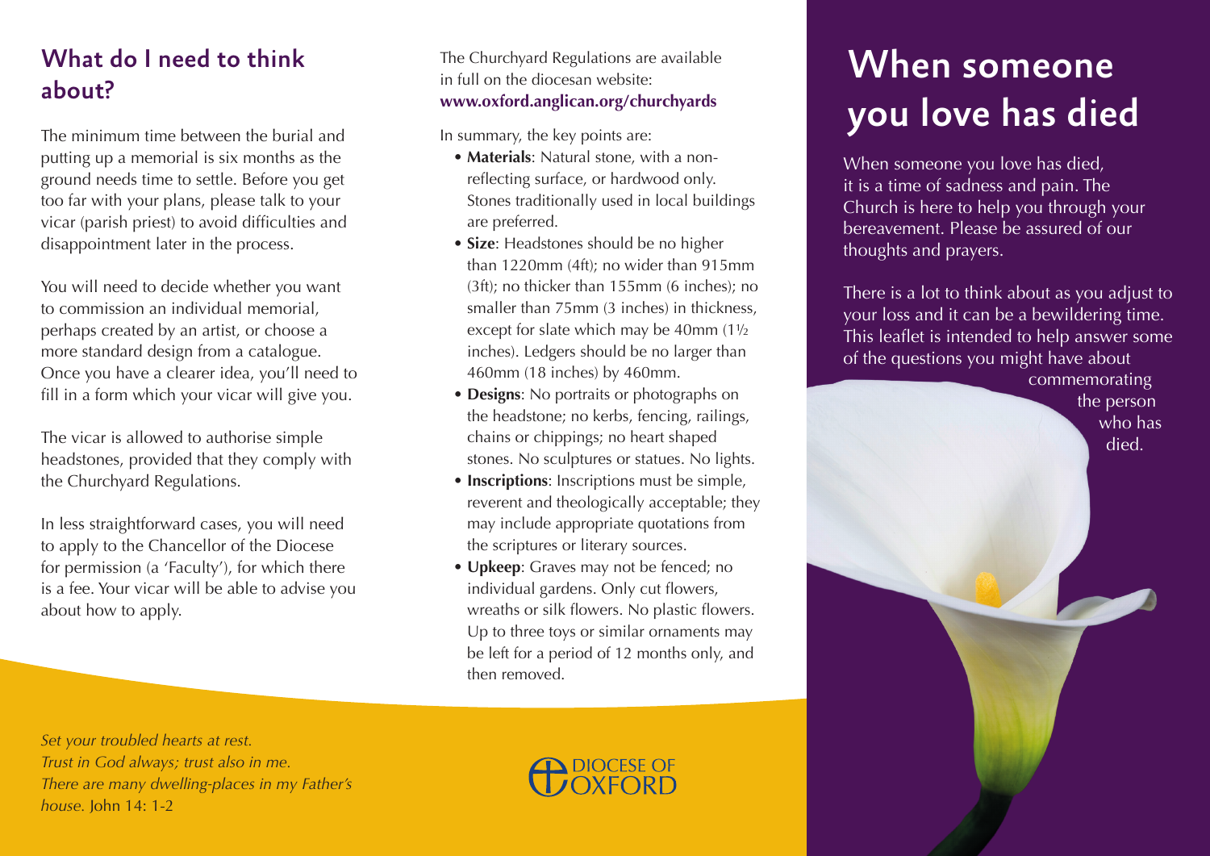## What do I need to think about?

The minimum time between the burial and putting up a memorial is six months as the ground needs time to settle. Before you get too far with your plans, please talk to your vicar (parish priest) to avoid difficulties and disappointment later in the process.

You will need to decide whether you want to commission an individual memorial, perhaps created by an artist, or choose a more standard design from a catalogue. Once you have a clearer idea, you'll need to fill in a form which your vicar will give you.

The vicar is allowed to authorise simple headstones, provided that they comply with the Churchyard Regulations.

In less straightforward cases, you will need to apply to the Chancellor of the Diocese for permission (a 'Faculty'), for which there is a fee. Your vicar will be able to advise you about how to apply.

The Churchyard Regulations are available in full on the diocesan website: **www.oxford.anglican.org/churchyards**

In summary, the key points are:

- **Materials**: Natural stone, with a non-reflecting surface, or hardwood only. Stones traditionally used in local buildings are preferred.
- **Size**: Headstones should be no higher than 1220mm (4ft); no wider than 915mm (3ft); no thicker than 155mm (6 inches); no smaller than 75mm (3 inches) in thickness, except for slate which may be 40mm (1½ inches). Ledgers should be no larger than 460mm (18 inches) by 460mm.
- **Designs**: No portraits or photographs on the headstone; no kerbs, fencing, railings, chains or chippings; no heart shaped stones. No sculptures or statues. No lights.
- **Inscriptions**: Inscriptions must be simple, reverent and theologically acceptable; they may include appropriate quotations from the scriptures or literary sources.
- **Upkeep**: Graves may not be fenced; no individual gardens. Only cut flowers, wreaths or silk flowers. No plastic flowers. Up to three toys or similar ornaments may be left for a period of 12 months only, and then removed.

*Set your troubled hearts at rest.*
*Trust in God always; trust also in me.*
*There are many dwelling-places in my Father's house.* John 14: 1-2

DIOCESE OF OXFORD

# When someone you love has died

When someone you love has died, it is a time of sadness and pain. The Church is here to help you through your bereavement. Please be assured of our thoughts and prayers.

There is a lot to think about as you adjust to your loss and it can be a bewildering time. This leaflet is intended to help answer some of the questions you might have about commemorating the person who has died.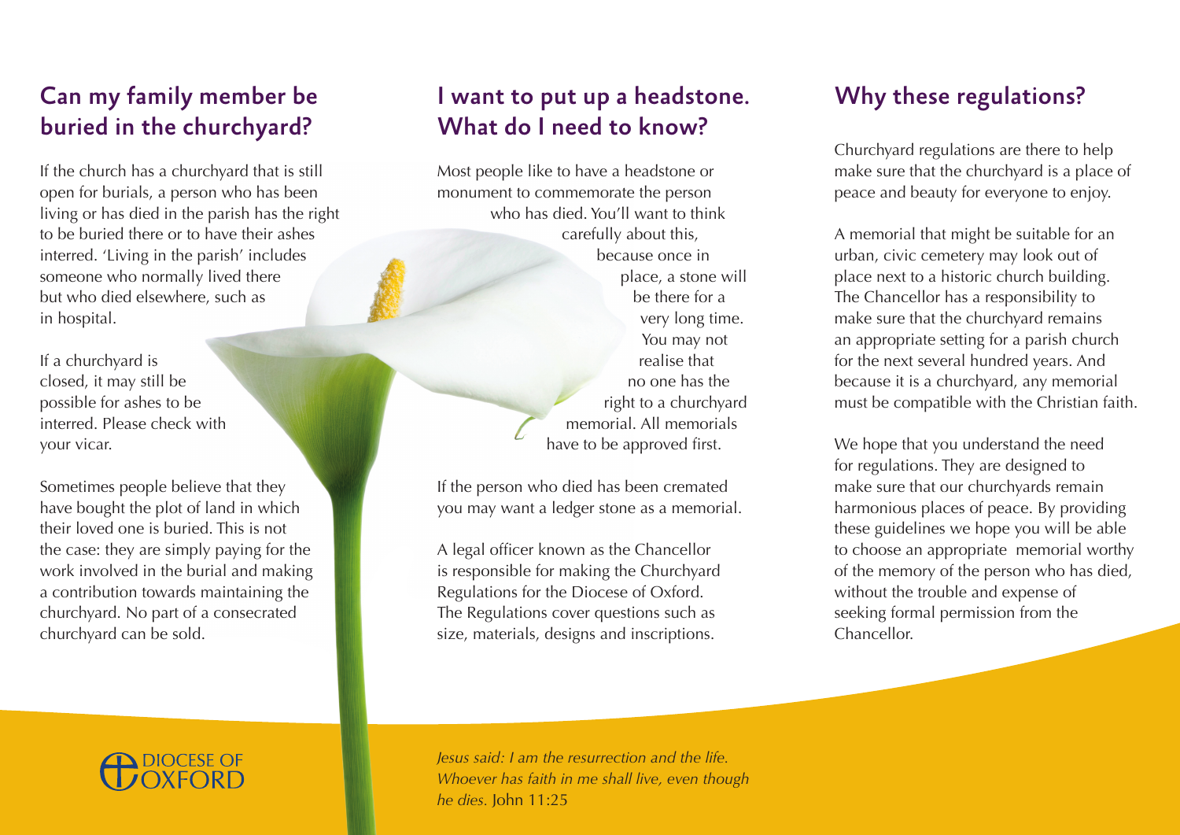## Can my family member be buried in the churchyard?

If the church has a churchyard that is still open for burials, a person who has been living or has died in the parish has the right to be buried there or to have their ashes interred. 'Living in the parish' includes someone who normally lived there but who died elsewhere, such as in hospital.

If a churchyard is closed, it may still be possible for ashes to be interred. Please check with your vicar.

Sometimes people believe that they have bought the plot of land in which their loved one is buried. This is not the case: they are simply paying for the work involved in the burial and making a contribution towards maintaining the churchyard. No part of a consecrated churchyard can be sold.

## I want to put up a headstone. What do I need to know?

Most people like to have a headstone or monument to commemorate the person who has died. You'll want to think carefully about this, because once in place, a stone will be there for a very long time. You may not realise that no one has the right to a churchyard memorial. All memorials have to be approved first.

If the person who died has been cremated you may want a ledger stone as a memorial.

A legal officer known as the Chancellor is responsible for making the Churchyard Regulations for the Diocese of Oxford. The Regulations cover questions such as size, materials, designs and inscriptions.

## Why these regulations?

Churchyard regulations are there to help make sure that the churchyard is a place of peace and beauty for everyone to enjoy.

A memorial that might be suitable for an urban, civic cemetery may look out of place next to a historic church building. The Chancellor has a responsibility to make sure that the churchyard remains an appropriate setting for a parish church for the next several hundred years. And because it is a churchyard, any memorial must be compatible with the Christian faith.

We hope that you understand the need for regulations. They are designed to make sure that our churchyards remain harmonious places of peace. By providing these guidelines we hope you will be able to choose an appropriate memorial worthy of the memory of the person who has died, without the trouble and expense of seeking formal permission from the Chancellor.

DIOCESE OF OXFORD

*Jesus said: I am the resurrection and the life. Whoever has faith in me shall live, even though he dies.* John 11:25